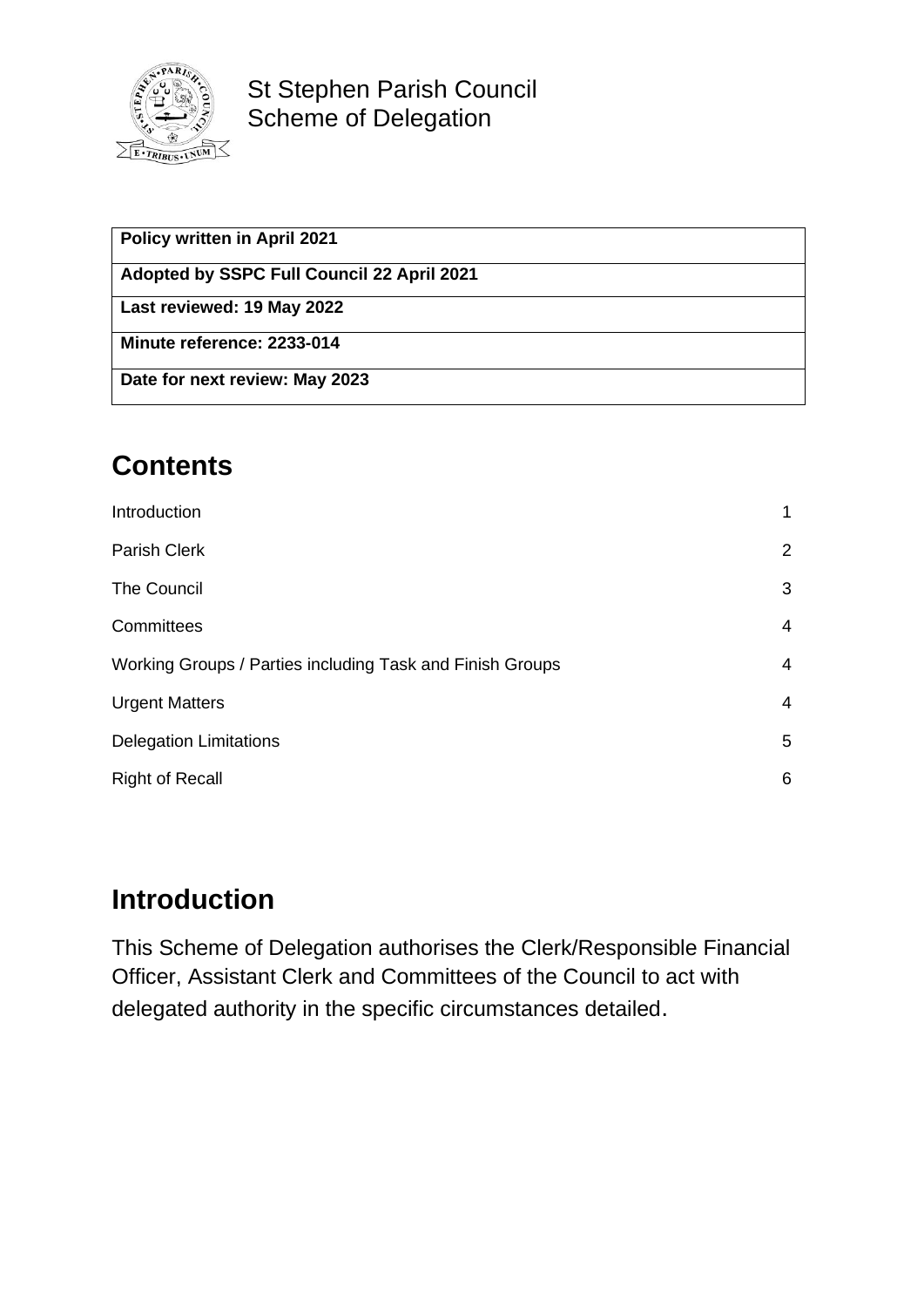St Stephen Parish Council
Scheme of Delegation

| |
|---|
| **Policy written in April 2021** |
| **Adopted by SSPC Full Council 22 April 2021** |
| **Last reviewed: 19 May 2022** |
| **Minute reference: 2233-014** |
| **Date for next review: May 2023** |

# Contents

| | |
|---|---|
| Introduction | 1 |
| Parish Clerk | 2 |
| The Council | 3 |
| Committees | 4 |
| Working Groups / Parties including Task and Finish Groups | 4 |
| Urgent Matters | 4 |
| Delegation Limitations | 5 |
| Right of Recall | 6 |

# Introduction

This Scheme of Delegation authorises the Clerk/Responsible Financial Officer, Assistant Clerk and Committees of the Council to act with delegated authority in the specific circumstances detailed.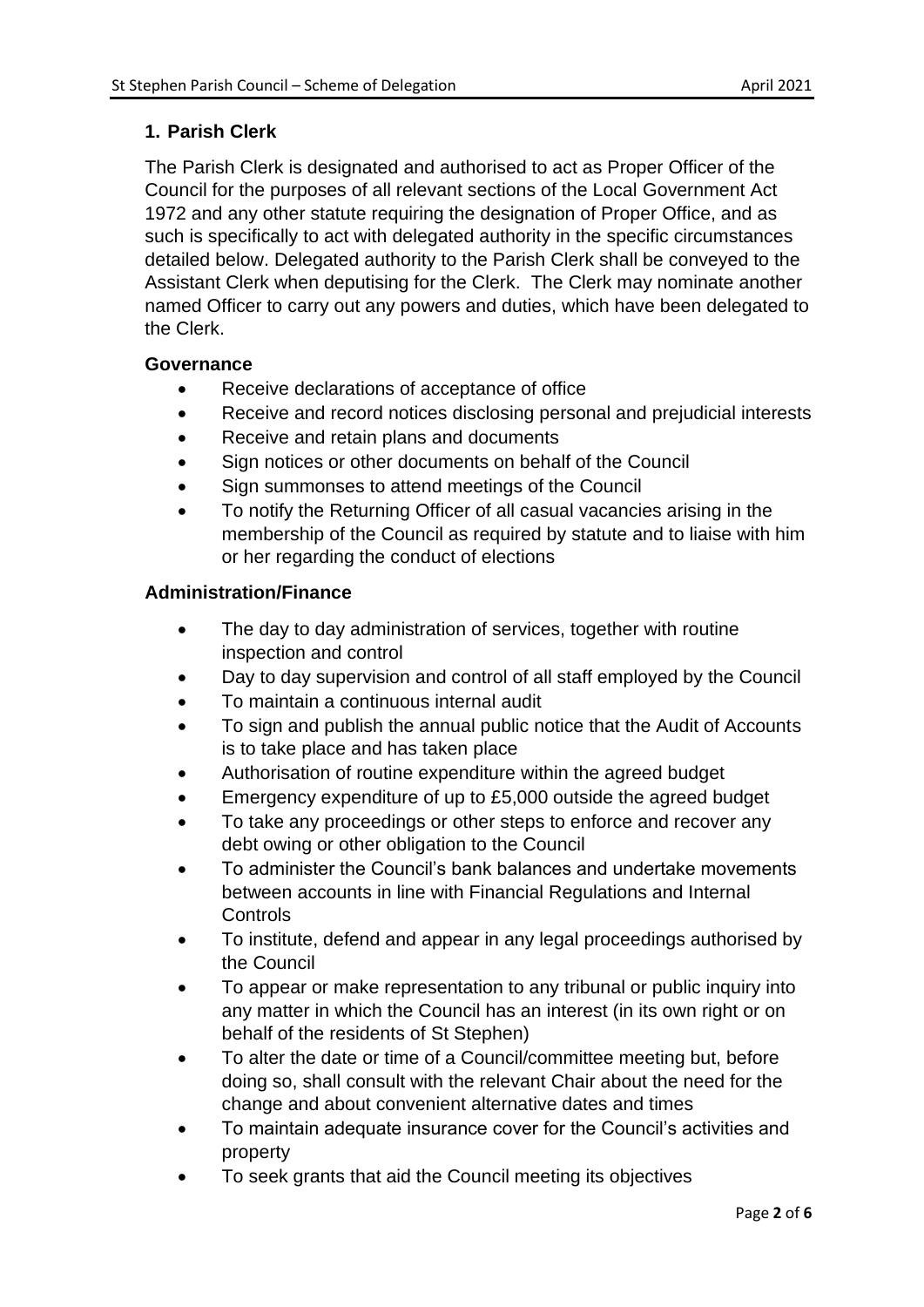## 1. Parish Clerk

The Parish Clerk is designated and authorised to act as Proper Officer of the Council for the purposes of all relevant sections of the Local Government Act 1972 and any other statute requiring the designation of Proper Office, and as such is specifically to act with delegated authority in the specific circumstances detailed below. Delegated authority to the Parish Clerk shall be conveyed to the Assistant Clerk when deputising for the Clerk. The Clerk may nominate another named Officer to carry out any powers and duties, which have been delegated to the Clerk.

### Governance

- Receive declarations of acceptance of office
- Receive and record notices disclosing personal and prejudicial interests
- Receive and retain plans and documents
- Sign notices or other documents on behalf of the Council
- Sign summonses to attend meetings of the Council
- To notify the Returning Officer of all casual vacancies arising in the membership of the Council as required by statute and to liaise with him or her regarding the conduct of elections

### Administration/Finance

- The day to day administration of services, together with routine inspection and control
- Day to day supervision and control of all staff employed by the Council
- To maintain a continuous internal audit
- To sign and publish the annual public notice that the Audit of Accounts is to take place and has taken place
- Authorisation of routine expenditure within the agreed budget
- Emergency expenditure of up to £5,000 outside the agreed budget
- To take any proceedings or other steps to enforce and recover any debt owing or other obligation to the Council
- To administer the Council's bank balances and undertake movements between accounts in line with Financial Regulations and Internal Controls
- To institute, defend and appear in any legal proceedings authorised by the Council
- To appear or make representation to any tribunal or public inquiry into any matter in which the Council has an interest (in its own right or on behalf of the residents of St Stephen)
- To alter the date or time of a Council/committee meeting but, before doing so, shall consult with the relevant Chair about the need for the change and about convenient alternative dates and times
- To maintain adequate insurance cover for the Council's activities and property
- To seek grants that aid the Council meeting its objectives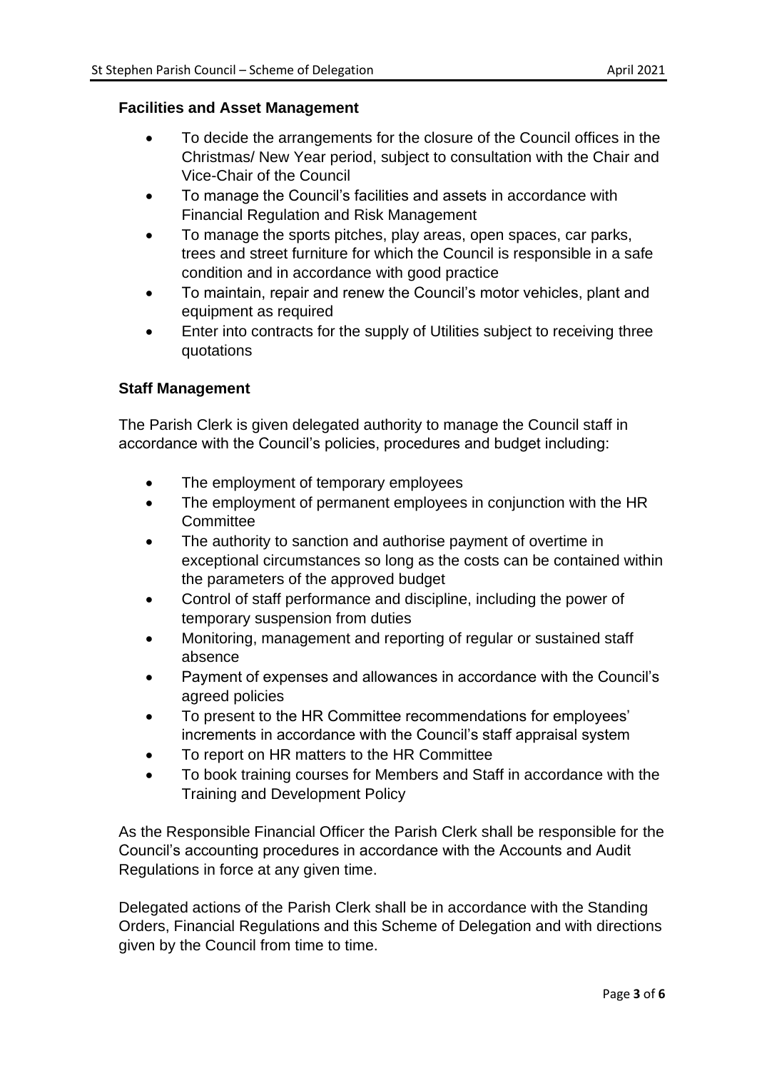**Facilities and Asset Management**

- To decide the arrangements for the closure of the Council offices in the Christmas/ New Year period, subject to consultation with the Chair and Vice-Chair of the Council
- To manage the Council's facilities and assets in accordance with Financial Regulation and Risk Management
- To manage the sports pitches, play areas, open spaces, car parks, trees and street furniture for which the Council is responsible in a safe condition and in accordance with good practice
- To maintain, repair and renew the Council's motor vehicles, plant and equipment as required
- Enter into contracts for the supply of Utilities subject to receiving three quotations

**Staff Management**

The Parish Clerk is given delegated authority to manage the Council staff in accordance with the Council's policies, procedures and budget including:

- The employment of temporary employees
- The employment of permanent employees in conjunction with the HR Committee
- The authority to sanction and authorise payment of overtime in exceptional circumstances so long as the costs can be contained within the parameters of the approved budget
- Control of staff performance and discipline, including the power of temporary suspension from duties
- Monitoring, management and reporting of regular or sustained staff absence
- Payment of expenses and allowances in accordance with the Council's agreed policies
- To present to the HR Committee recommendations for employees' increments in accordance with the Council's staff appraisal system
- To report on HR matters to the HR Committee
- To book training courses for Members and Staff in accordance with the Training and Development Policy

As the Responsible Financial Officer the Parish Clerk shall be responsible for the Council's accounting procedures in accordance with the Accounts and Audit Regulations in force at any given time.

Delegated actions of the Parish Clerk shall be in accordance with the Standing Orders, Financial Regulations and this Scheme of Delegation and with directions given by the Council from time to time.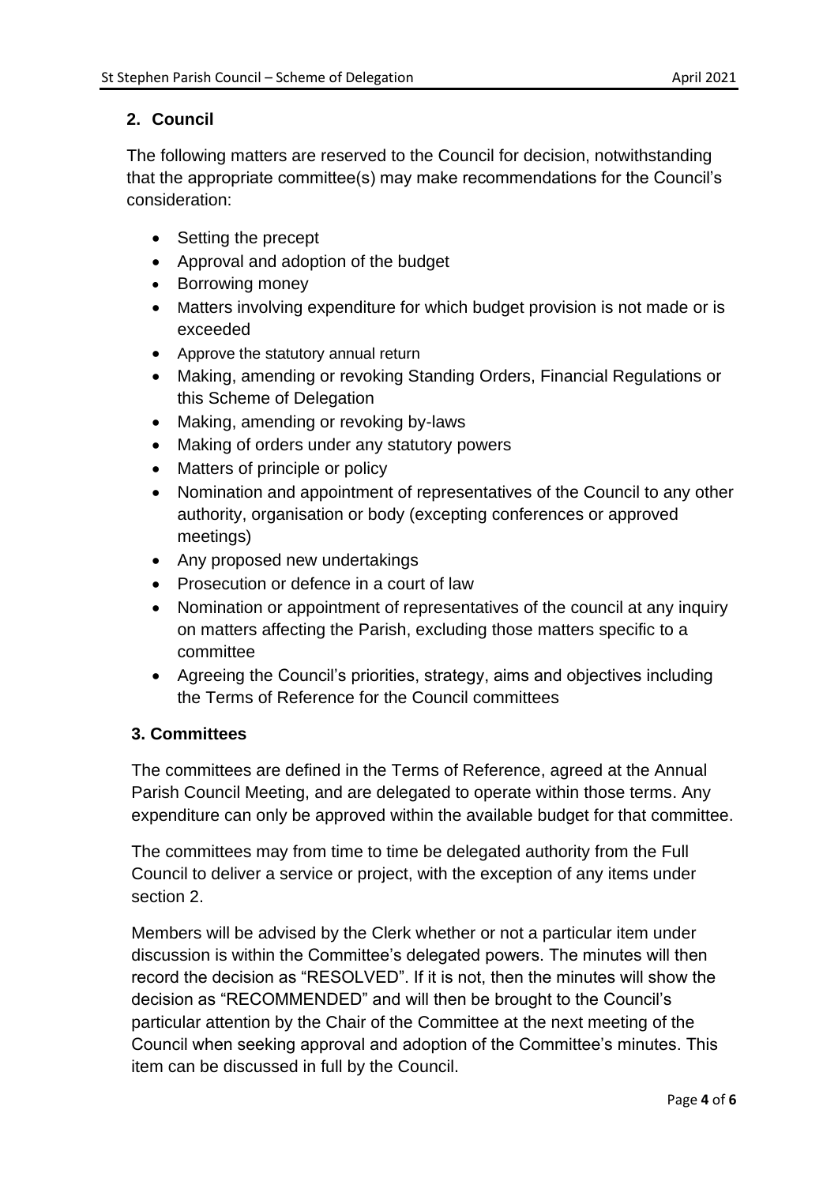## 2. Council

The following matters are reserved to the Council for decision, notwithstanding that the appropriate committee(s) may make recommendations for the Council's consideration:

- Setting the precept
- Approval and adoption of the budget
- Borrowing money
- Matters involving expenditure for which budget provision is not made or is exceeded
- Approve the statutory annual return
- Making, amending or revoking Standing Orders, Financial Regulations or this Scheme of Delegation
- Making, amending or revoking by-laws
- Making of orders under any statutory powers
- Matters of principle or policy
- Nomination and appointment of representatives of the Council to any other authority, organisation or body (excepting conferences or approved meetings)
- Any proposed new undertakings
- Prosecution or defence in a court of law
- Nomination or appointment of representatives of the council at any inquiry on matters affecting the Parish, excluding those matters specific to a committee
- Agreeing the Council's priorities, strategy, aims and objectives including the Terms of Reference for the Council committees

## 3. Committees

The committees are defined in the Terms of Reference, agreed at the Annual Parish Council Meeting, and are delegated to operate within those terms. Any expenditure can only be approved within the available budget for that committee.

The committees may from time to time be delegated authority from the Full Council to deliver a service or project, with the exception of any items under section 2.

Members will be advised by the Clerk whether or not a particular item under discussion is within the Committee's delegated powers. The minutes will then record the decision as "RESOLVED". If it is not, then the minutes will show the decision as "RECOMMENDED" and will then be brought to the Council's particular attention by the Chair of the Committee at the next meeting of the Council when seeking approval and adoption of the Committee's minutes. This item can be discussed in full by the Council.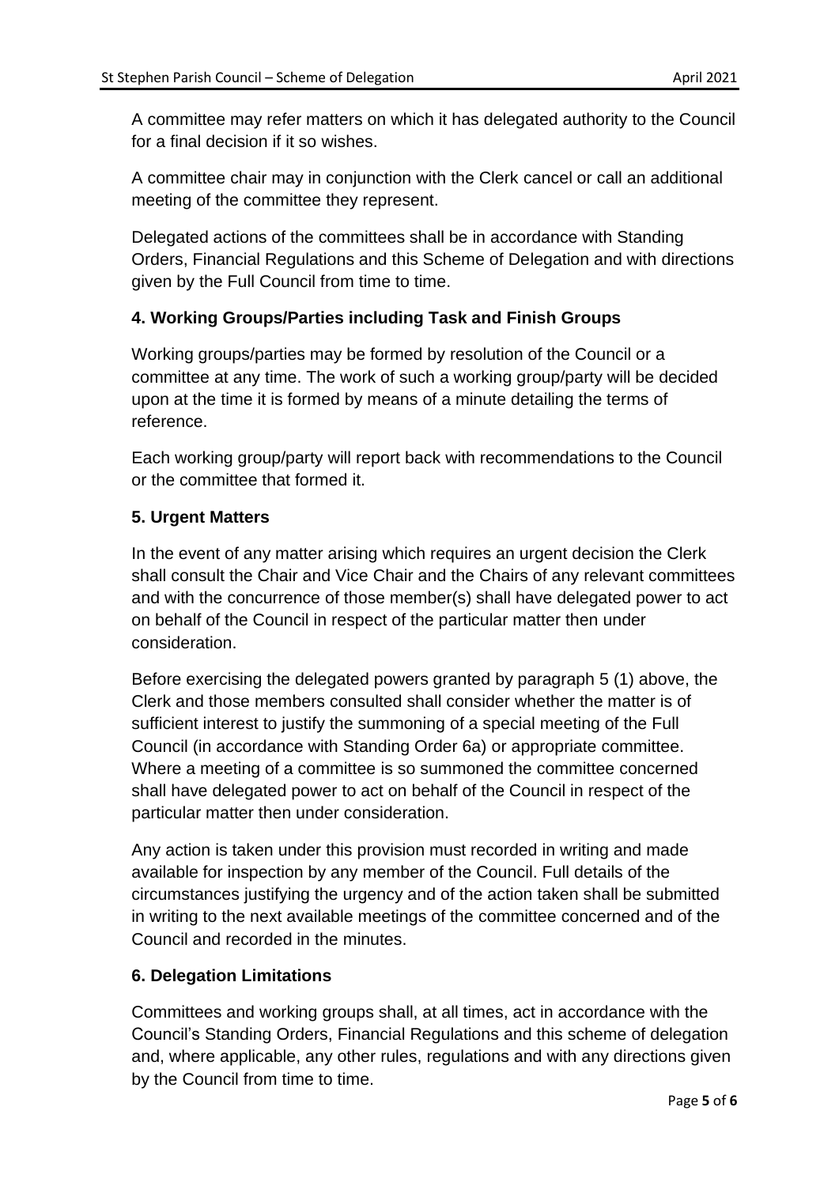A committee may refer matters on which it has delegated authority to the Council for a final decision if it so wishes.

A committee chair may in conjunction with the Clerk cancel or call an additional meeting of the committee they represent.

Delegated actions of the committees shall be in accordance with Standing Orders, Financial Regulations and this Scheme of Delegation and with directions given by the Full Council from time to time.

### 4. Working Groups/Parties including Task and Finish Groups

Working groups/parties may be formed by resolution of the Council or a committee at any time. The work of such a working group/party will be decided upon at the time it is formed by means of a minute detailing the terms of reference.

Each working group/party will report back with recommendations to the Council or the committee that formed it.

### 5. Urgent Matters

In the event of any matter arising which requires an urgent decision the Clerk shall consult the Chair and Vice Chair and the Chairs of any relevant committees and with the concurrence of those member(s) shall have delegated power to act on behalf of the Council in respect of the particular matter then under consideration.

Before exercising the delegated powers granted by paragraph 5 (1) above, the Clerk and those members consulted shall consider whether the matter is of sufficient interest to justify the summoning of a special meeting of the Full Council (in accordance with Standing Order 6a) or appropriate committee. Where a meeting of a committee is so summoned the committee concerned shall have delegated power to act on behalf of the Council in respect of the particular matter then under consideration.

Any action is taken under this provision must recorded in writing and made available for inspection by any member of the Council. Full details of the circumstances justifying the urgency and of the action taken shall be submitted in writing to the next available meetings of the committee concerned and of the Council and recorded in the minutes.

### 6. Delegation Limitations

Committees and working groups shall, at all times, act in accordance with the Council's Standing Orders, Financial Regulations and this scheme of delegation and, where applicable, any other rules, regulations and with any directions given by the Council from time to time.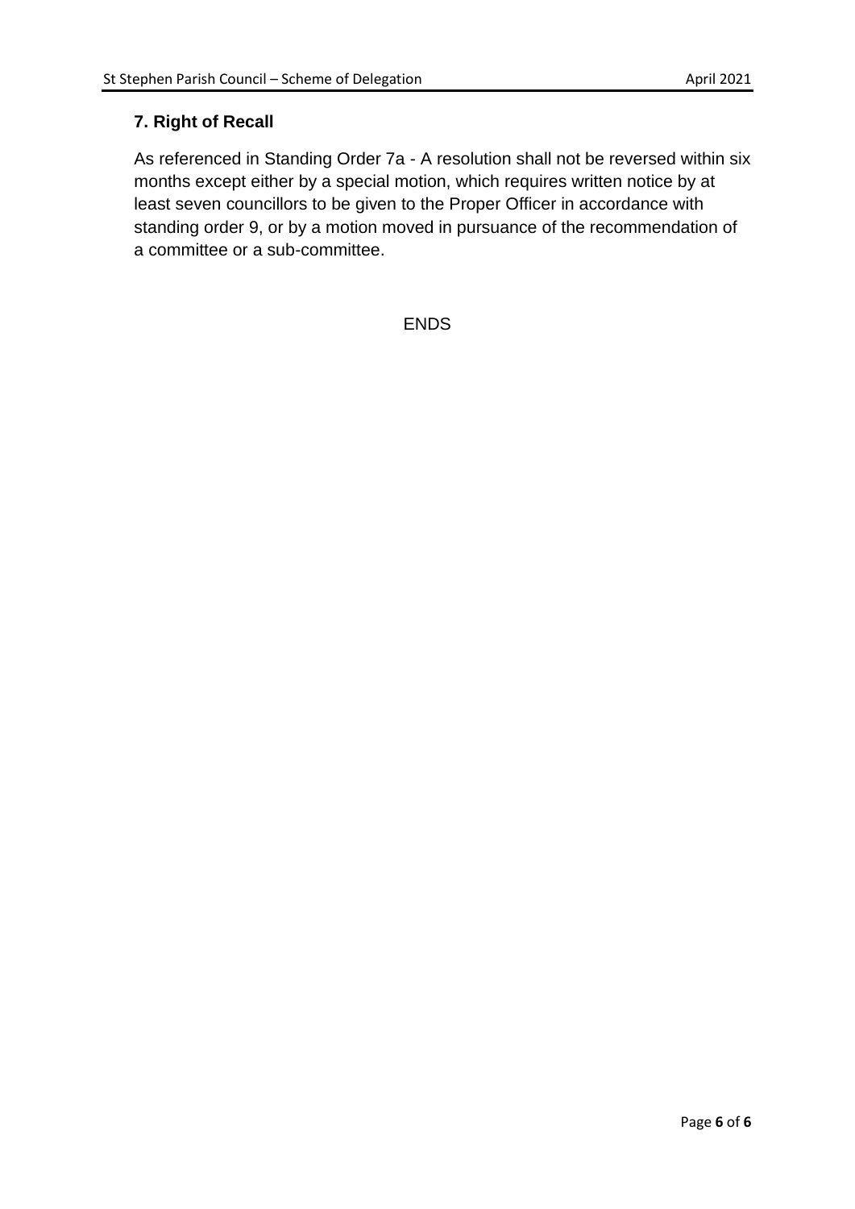**7. Right of Recall**

As referenced in Standing Order 7a - A resolution shall not be reversed within six months except either by a special motion, which requires written notice by at least seven councillors to be given to the Proper Officer in accordance with standing order 9, or by a motion moved in pursuance of the recommendation of a committee or a sub-committee.

ENDS